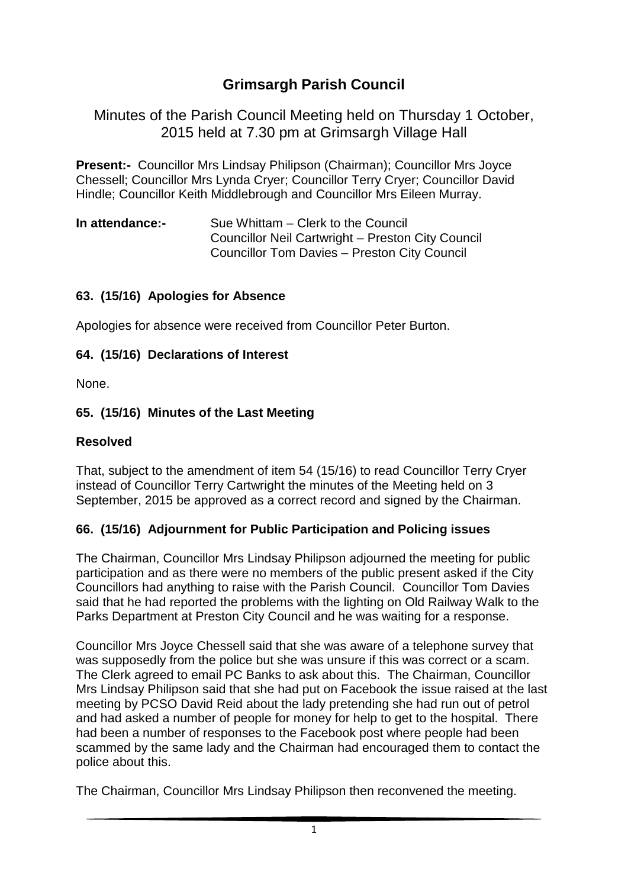# Grimsargh Parish Council

Minutes of the Parish Council Meeting held on Thursday 1 October, 2015 held at 7.30 pm at Grimsargh Village Hall

**Present:-** Councillor Mrs Lindsay Philipson (Chairman); Councillor Mrs Joyce Chessell; Councillor Mrs Lynda Cryer; Councillor Terry Cryer; Councillor David Hindle; Councillor Keith Middlebrough and Councillor Mrs Eileen Murray.

**In attendance:-** Sue Whittam – Clerk to the Council
Councillor Neil Cartwright – Preston City Council
Councillor Tom Davies – Preston City Council

### 63. (15/16) Apologies for Absence

Apologies for absence were received from Councillor Peter Burton.

### 64. (15/16) Declarations of Interest

None.

### 65. (15/16) Minutes of the Last Meeting

**Resolved**

That, subject to the amendment of item 54 (15/16) to read Councillor Terry Cryer instead of Councillor Terry Cartwright the minutes of the Meeting held on 3 September, 2015 be approved as a correct record and signed by the Chairman.

### 66. (15/16) Adjournment for Public Participation and Policing issues

The Chairman, Councillor Mrs Lindsay Philipson adjourned the meeting for public participation and as there were no members of the public present asked if the City Councillors had anything to raise with the Parish Council. Councillor Tom Davies said that he had reported the problems with the lighting on Old Railway Walk to the Parks Department at Preston City Council and he was waiting for a response.

Councillor Mrs Joyce Chessell said that she was aware of a telephone survey that was supposedly from the police but she was unsure if this was correct or a scam. The Clerk agreed to email PC Banks to ask about this. The Chairman, Councillor Mrs Lindsay Philipson said that she had put on Facebook the issue raised at the last meeting by PCSO David Reid about the lady pretending she had run out of petrol and had asked a number of people for money for help to get to the hospital. There had been a number of responses to the Facebook post where people had been scammed by the same lady and the Chairman had encouraged them to contact the police about this.

The Chairman, Councillor Mrs Lindsay Philipson then reconvened the meeting.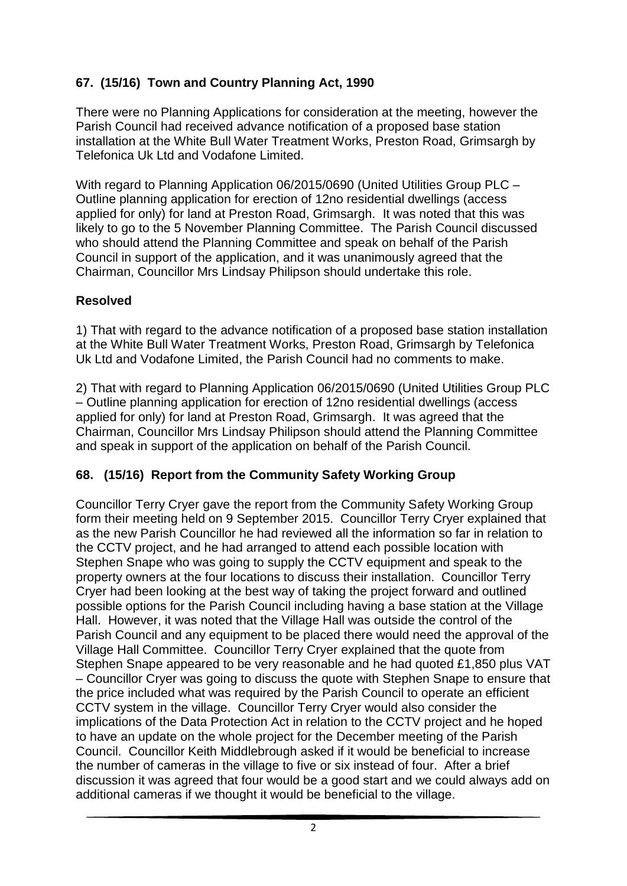## 67. (15/16) Town and Country Planning Act, 1990

There were no Planning Applications for consideration at the meeting, however the Parish Council had received advance notification of a proposed base station installation at the White Bull Water Treatment Works, Preston Road, Grimsargh by Telefonica Uk Ltd and Vodafone Limited.

With regard to Planning Application 06/2015/0690 (United Utilities Group PLC – Outline planning application for erection of 12no residential dwellings (access applied for only) for land at Preston Road, Grimsargh. It was noted that this was likely to go to the 5 November Planning Committee. The Parish Council discussed who should attend the Planning Committee and speak on behalf of the Parish Council in support of the application, and it was unanimously agreed that the Chairman, Councillor Mrs Lindsay Philipson should undertake this role.

### Resolved

1) That with regard to the advance notification of a proposed base station installation at the White Bull Water Treatment Works, Preston Road, Grimsargh by Telefonica Uk Ltd and Vodafone Limited, the Parish Council had no comments to make.

2) That with regard to Planning Application 06/2015/0690 (United Utilities Group PLC – Outline planning application for erection of 12no residential dwellings (access applied for only) for land at Preston Road, Grimsargh. It was agreed that the Chairman, Councillor Mrs Lindsay Philipson should attend the Planning Committee and speak in support of the application on behalf of the Parish Council.

## 68. (15/16) Report from the Community Safety Working Group

Councillor Terry Cryer gave the report from the Community Safety Working Group form their meeting held on 9 September 2015. Councillor Terry Cryer explained that as the new Parish Councillor he had reviewed all the information so far in relation to the CCTV project, and he had arranged to attend each possible location with Stephen Snape who was going to supply the CCTV equipment and speak to the property owners at the four locations to discuss their installation. Councillor Terry Cryer had been looking at the best way of taking the project forward and outlined possible options for the Parish Council including having a base station at the Village Hall. However, it was noted that the Village Hall was outside the control of the Parish Council and any equipment to be placed there would need the approval of the Village Hall Committee. Councillor Terry Cryer explained that the quote from Stephen Snape appeared to be very reasonable and he had quoted £1,850 plus VAT – Councillor Cryer was going to discuss the quote with Stephen Snape to ensure that the price included what was required by the Parish Council to operate an efficient CCTV system in the village. Councillor Terry Cryer would also consider the implications of the Data Protection Act in relation to the CCTV project and he hoped to have an update on the whole project for the December meeting of the Parish Council. Councillor Keith Middlebrough asked if it would be beneficial to increase the number of cameras in the village to five or six instead of four. After a brief discussion it was agreed that four would be a good start and we could always add on additional cameras if we thought it would be beneficial to the village.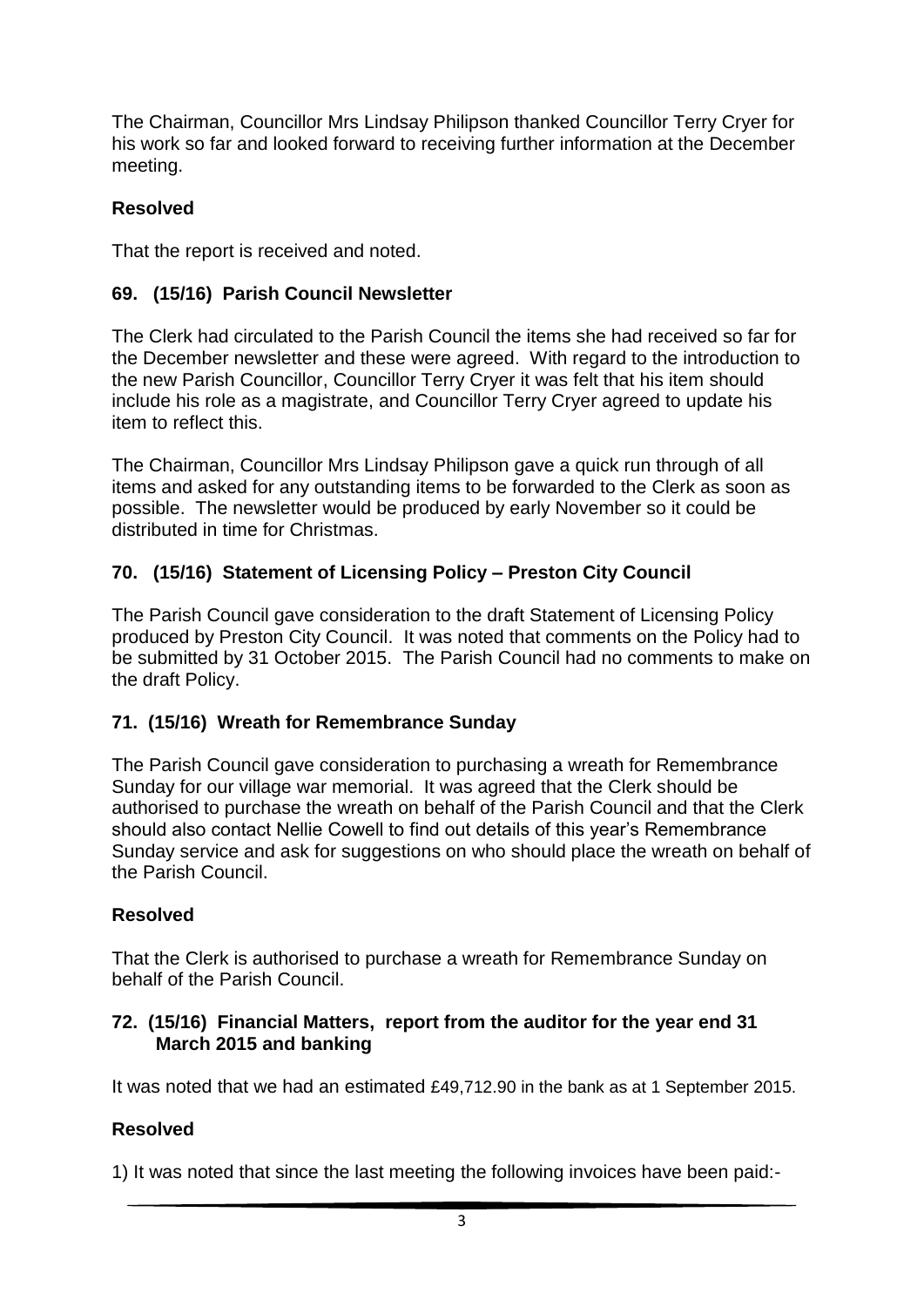The Chairman, Councillor Mrs Lindsay Philipson thanked Councillor Terry Cryer for his work so far and looked forward to receiving further information at the December meeting.

**Resolved**

That the report is received and noted.

### 69. (15/16) Parish Council Newsletter

The Clerk had circulated to the Parish Council the items she had received so far for the December newsletter and these were agreed. With regard to the introduction to the new Parish Councillor, Councillor Terry Cryer it was felt that his item should include his role as a magistrate, and Councillor Terry Cryer agreed to update his item to reflect this.

The Chairman, Councillor Mrs Lindsay Philipson gave a quick run through of all items and asked for any outstanding items to be forwarded to the Clerk as soon as possible. The newsletter would be produced by early November so it could be distributed in time for Christmas.

### 70. (15/16) Statement of Licensing Policy – Preston City Council

The Parish Council gave consideration to the draft Statement of Licensing Policy produced by Preston City Council. It was noted that comments on the Policy had to be submitted by 31 October 2015. The Parish Council had no comments to make on the draft Policy.

### 71. (15/16) Wreath for Remembrance Sunday

The Parish Council gave consideration to purchasing a wreath for Remembrance Sunday for our village war memorial. It was agreed that the Clerk should be authorised to purchase the wreath on behalf of the Parish Council and that the Clerk should also contact Nellie Cowell to find out details of this year's Remembrance Sunday service and ask for suggestions on who should place the wreath on behalf of the Parish Council.

**Resolved**

That the Clerk is authorised to purchase a wreath for Remembrance Sunday on behalf of the Parish Council.

### 72. (15/16) Financial Matters, report from the auditor for the year end 31 March 2015 and banking

It was noted that we had an estimated £49,712.90 in the bank as at 1 September 2015.

**Resolved**

1) It was noted that since the last meeting the following invoices have been paid:-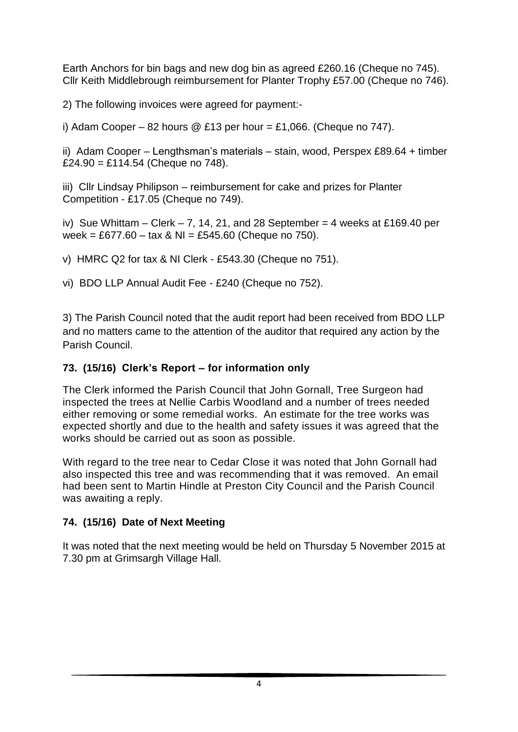Earth Anchors for bin bags and new dog bin as agreed £260.16 (Cheque no 745). Cllr Keith Middlebrough reimbursement for Planter Trophy £57.00 (Cheque no 746).

2) The following invoices were agreed for payment:-

i) Adam Cooper – 82 hours @ £13 per hour = £1,066. (Cheque no 747).

ii) Adam Cooper – Lengthsman's materials – stain, wood, Perspex £89.64 + timber £24.90 = £114.54 (Cheque no 748).

iii) Cllr Lindsay Philipson – reimbursement for cake and prizes for Planter Competition - £17.05 (Cheque no 749).

iv) Sue Whittam – Clerk – 7, 14, 21, and 28 September = 4 weeks at £169.40 per week = £677.60 – tax & NI = £545.60 (Cheque no 750).

v) HMRC Q2 for tax & NI Clerk - £543.30 (Cheque no 751).

vi) BDO LLP Annual Audit Fee - £240 (Cheque no 752).

3) The Parish Council noted that the audit report had been received from BDO LLP and no matters came to the attention of the auditor that required any action by the Parish Council.

### 73. (15/16) Clerk's Report – for information only

The Clerk informed the Parish Council that John Gornall, Tree Surgeon had inspected the trees at Nellie Carbis Woodland and a number of trees needed either removing or some remedial works. An estimate for the tree works was expected shortly and due to the health and safety issues it was agreed that the works should be carried out as soon as possible.

With regard to the tree near to Cedar Close it was noted that John Gornall had also inspected this tree and was recommending that it was removed. An email had been sent to Martin Hindle at Preston City Council and the Parish Council was awaiting a reply.

### 74. (15/16) Date of Next Meeting

It was noted that the next meeting would be held on Thursday 5 November 2015 at 7.30 pm at Grimsargh Village Hall.